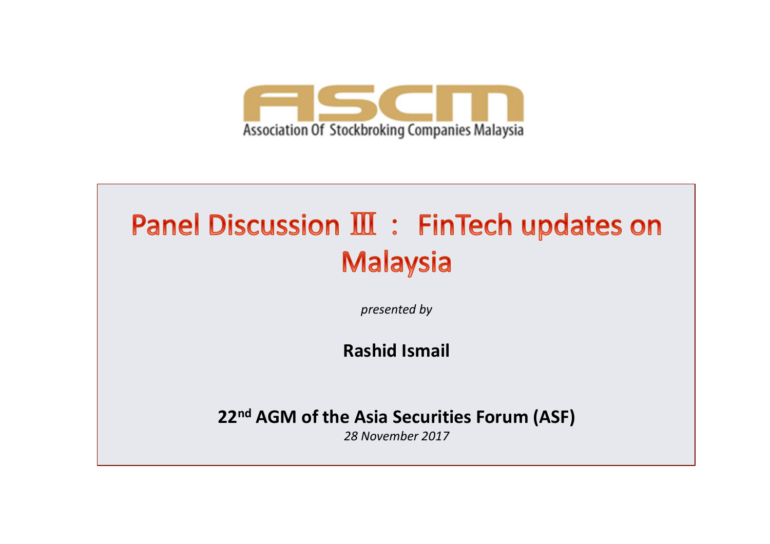ASCM

Association Of Stockbroking Companies Malaysia

# Panel Discussion Ⅲ ： FinTech updates on Malaysia

*presented by*

**Rashid Ismail**

**22nd AGM of the Asia Securities Forum (ASF)**

*28 November 2017*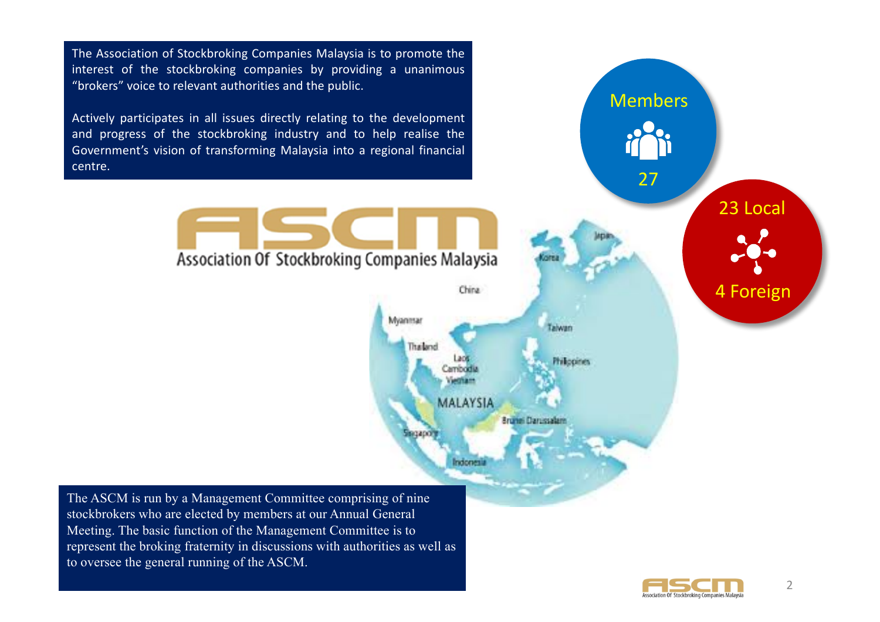The Association of Stockbroking Companies Malaysia is to promote the interest of the stockbroking companies by providing a unanimous "brokers" voice to relevant authorities and the public.

Actively participates in all issues directly relating to the development and progress of the stockbroking industry and to help realise the Government's vision of transforming Malaysia into a regional financial centre.

Members

27

23 Local

4 Foreign

ASCM

Association Of Stockbroking Companies Malaysia

The ASCM is run by a Management Committee comprising of nine stockbrokers who are elected by members at our Annual General Meeting. The basic function of the Management Committee is to represent the broking fraternity in discussions with authorities as well as to oversee the general running of the ASCM.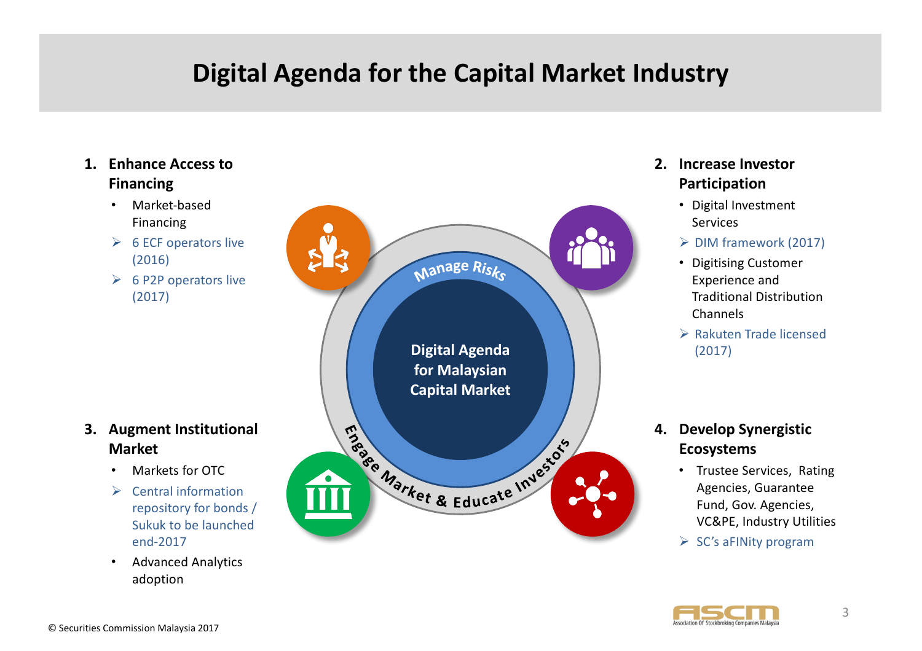# Digital Agenda for the Capital Market Industry

Digital Agenda for Malaysian Capital Market

Manage Risks

Engage Market & Educate Investors

1. **Enhance Access to Financing**
   - Market-based Financing
     - 6 ECF operators live (2016)
     - 6 P2P operators live (2017)

2. **Increase Investor Participation**
   - Digital Investment Services
     - DIM framework (2017)
   - Digitising Customer Experience and Traditional Distribution Channels
     - Rakuten Trade licensed (2017)

3. **Augment Institutional Market**
   - Markets for OTC
     - Central information repository for bonds / Sukuk to be launched end-2017
   - Advanced Analytics adoption

4. **Develop Synergistic Ecosystems**
   - Trustee Services, Rating Agencies, Guarantee Fund, Gov. Agencies, VC&PE, Industry Utilities
     - SC's aFINity program

© Securities Commission Malaysia 2017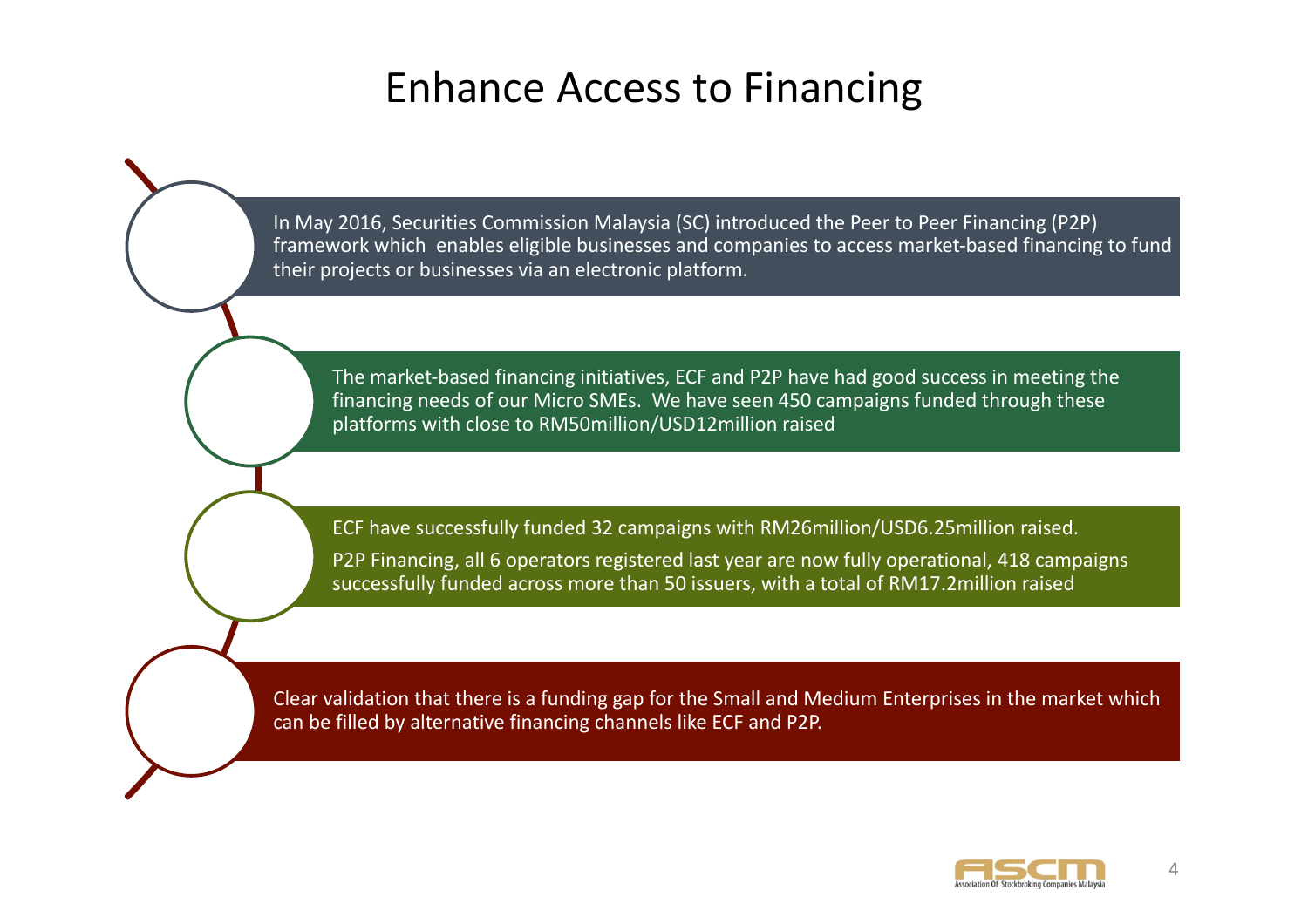# Enhance Access to Financing

In May 2016, Securities Commission Malaysia (SC) introduced the Peer to Peer Financing (P2P) framework which enables eligible businesses and companies to access market-based financing to fund their projects or businesses via an electronic platform.

The market-based financing initiatives, ECF and P2P have had good success in meeting the financing needs of our Micro SMEs. We have seen 450 campaigns funded through these platforms with close to RM50million/USD12million raised

ECF have successfully funded 32 campaigns with RM26million/USD6.25million raised.

P2P Financing, all 6 operators registered last year are now fully operational, 418 campaigns successfully funded across more than 50 issuers, with a total of RM17.2million raised

Clear validation that there is a funding gap for the Small and Medium Enterprises in the market which can be filled by alternative financing channels like ECF and P2P.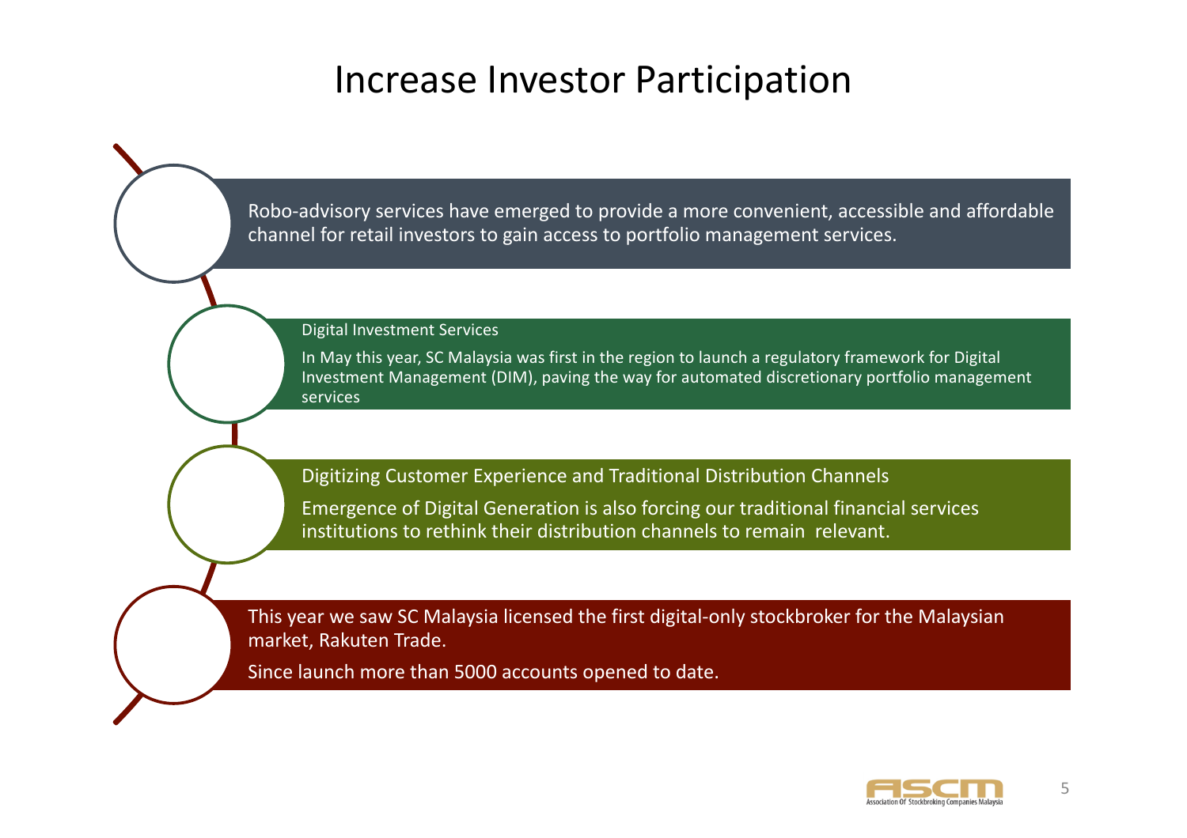# Increase Investor Participation

Robo-advisory services have emerged to provide a more convenient, accessible and affordable channel for retail investors to gain access to portfolio management services.

**Digital Investment Services**

In May this year, SC Malaysia was first in the region to launch a regulatory framework for Digital Investment Management (DIM), paving the way for automated discretionary portfolio management services

**Digitizing Customer Experience and Traditional Distribution Channels**

Emergence of Digital Generation is also forcing our traditional financial services institutions to rethink their distribution channels to remain relevant.

This year we saw SC Malaysia licensed the first digital-only stockbroker for the Malaysian market, Rakuten Trade.

Since launch more than 5000 accounts opened to date.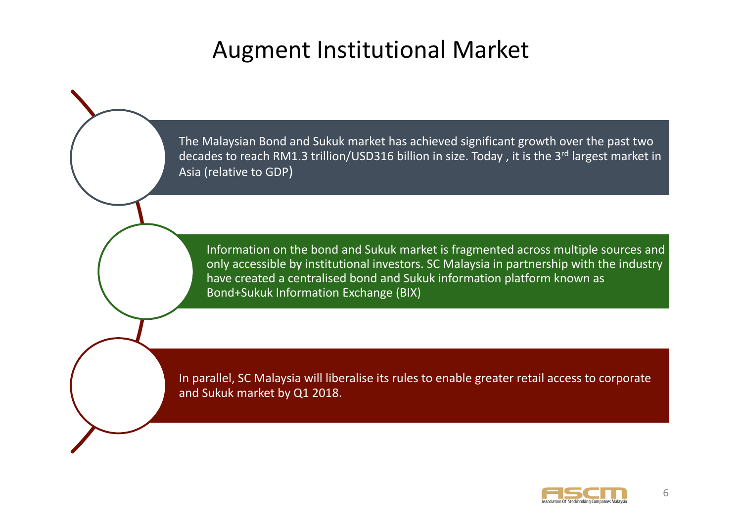# Augment Institutional Market

The Malaysian Bond and Sukuk market has achieved significant growth over the past two decades to reach RM1.3 trillion/USD316 billion in size. Today , it is the 3rd largest market in Asia (relative to GDP)

Information on the bond and Sukuk market is fragmented across multiple sources and only accessible by institutional investors. SC Malaysia in partnership with the industry have created a centralised bond and Sukuk information platform known as Bond+Sukuk Information Exchange (BIX)

In parallel, SC Malaysia will liberalise its rules to enable greater retail access to corporate and Sukuk market by Q1 2018.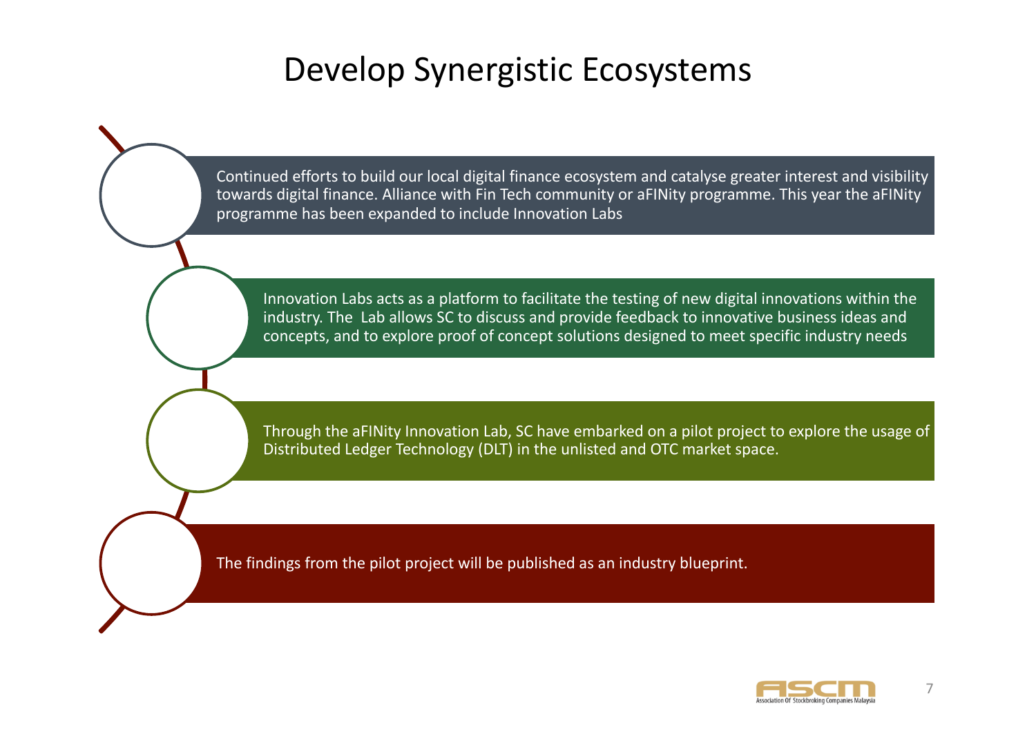# Develop Synergistic Ecosystems

- Continued efforts to build our local digital finance ecosystem and catalyse greater interest and visibility towards digital finance. Alliance with Fin Tech community or aFINity programme. This year the aFINity programme has been expanded to include Innovation Labs

- Innovation Labs acts as a platform to facilitate the testing of new digital innovations within the industry. The Lab allows SC to discuss and provide feedback to innovative business ideas and concepts, and to explore proof of concept solutions designed to meet specific industry needs

- Through the aFINity Innovation Lab, SC have embarked on a pilot project to explore the usage of Distributed Ledger Technology (DLT) in the unlisted and OTC market space.

- The findings from the pilot project will be published as an industry blueprint.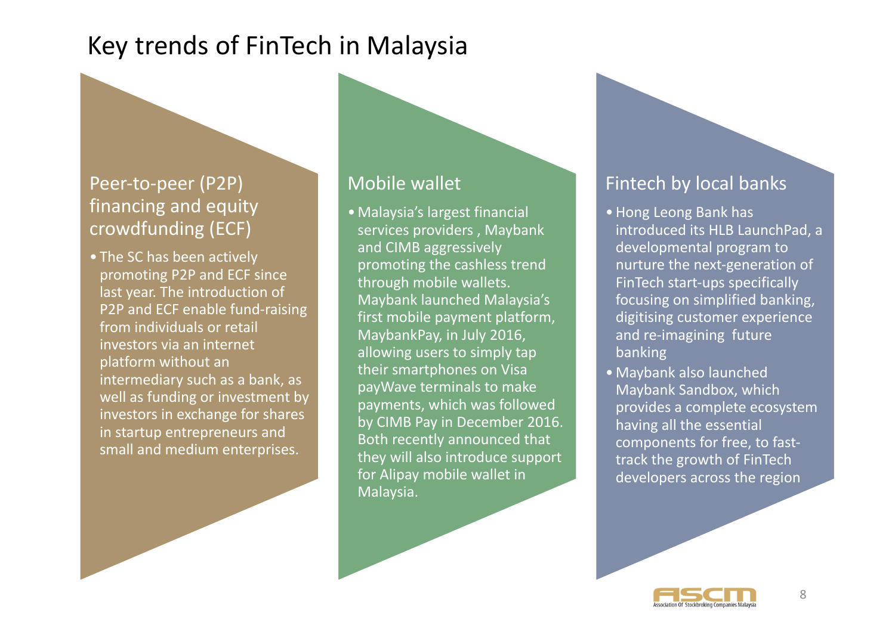# Key trends of FinTech in Malaysia

## Peer-to-peer (P2P) financing and equity crowdfunding (ECF)

- The SC has been actively promoting P2P and ECF since last year. The introduction of P2P and ECF enable fund-raising from individuals or retail investors via an internet platform without an intermediary such as a bank, as well as funding or investment by investors in exchange for shares in startup entrepreneurs and small and medium enterprises.

## Mobile wallet

- Malaysia's largest financial services providers , Maybank and CIMB aggressively promoting the cashless trend through mobile wallets. Maybank launched Malaysia's first mobile payment platform, MaybankPay, in July 2016, allowing users to simply tap their smartphones on Visa payWave terminals to make payments, which was followed by CIMB Pay in December 2016. Both recently announced that they will also introduce support for Alipay mobile wallet in Malaysia.

## Fintech by local banks

- Hong Leong Bank has introduced its HLB LaunchPad, a developmental program to nurture the next-generation of FinTech start-ups specifically focusing on simplified banking, digitising customer experience and re-imagining future banking
- Maybank also launched Maybank Sandbox, which provides a complete ecosystem having all the essential components for free, to fast-track the growth of FinTech developers across the region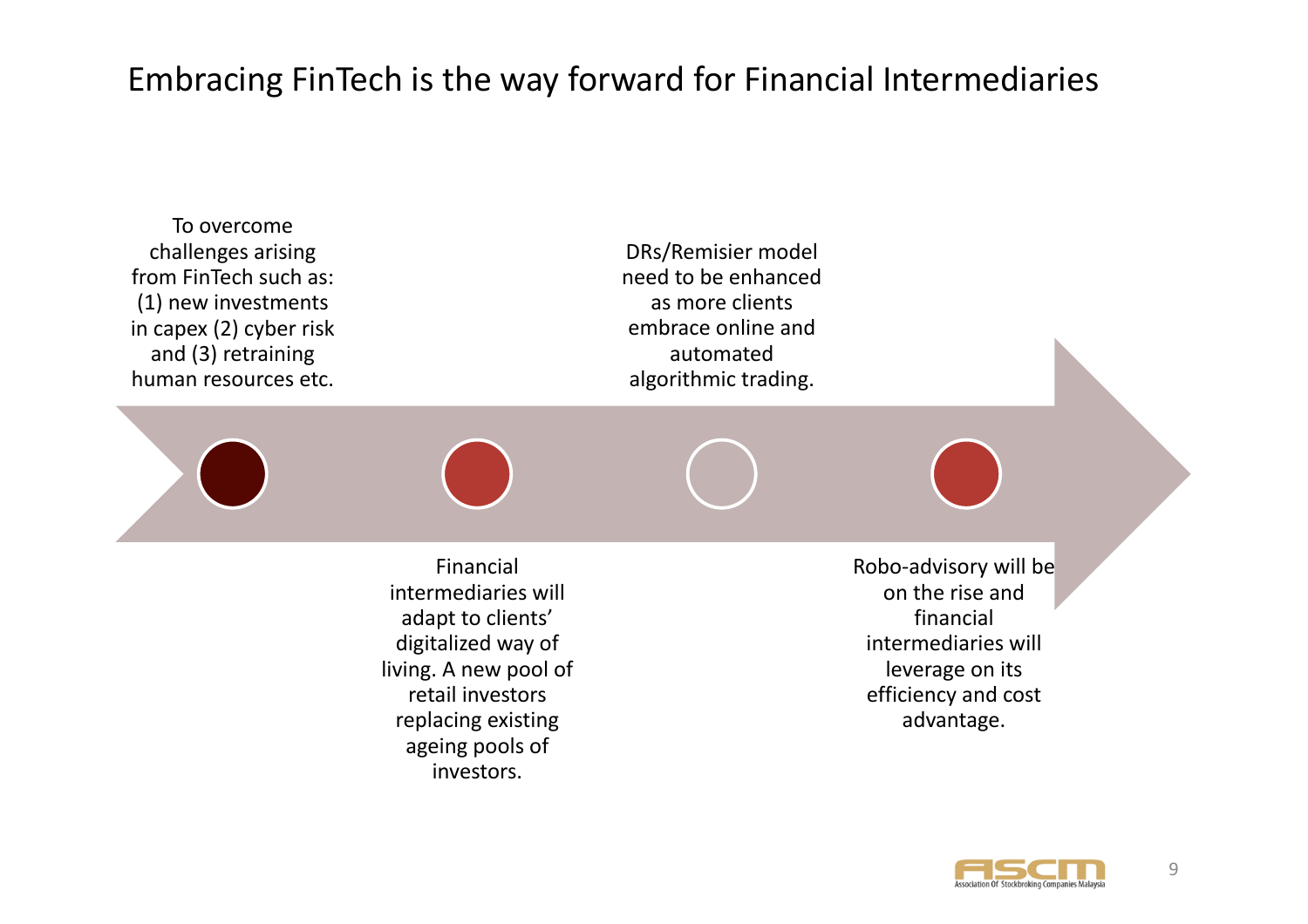# Embracing FinTech is the way forward for Financial Intermediaries

- To overcome challenges arising from FinTech such as: (1) new investments in capex (2) cyber risk and (3) retraining human resources etc.
- Financial intermediaries will adapt to clients' digitalized way of living. A new pool of retail investors replacing existing ageing pools of investors.
- DRs/Remisier model need to be enhanced as more clients embrace online and automated algorithmic trading.
- Robo-advisory will be on the rise and financial intermediaries will leverage on its efficiency and cost advantage.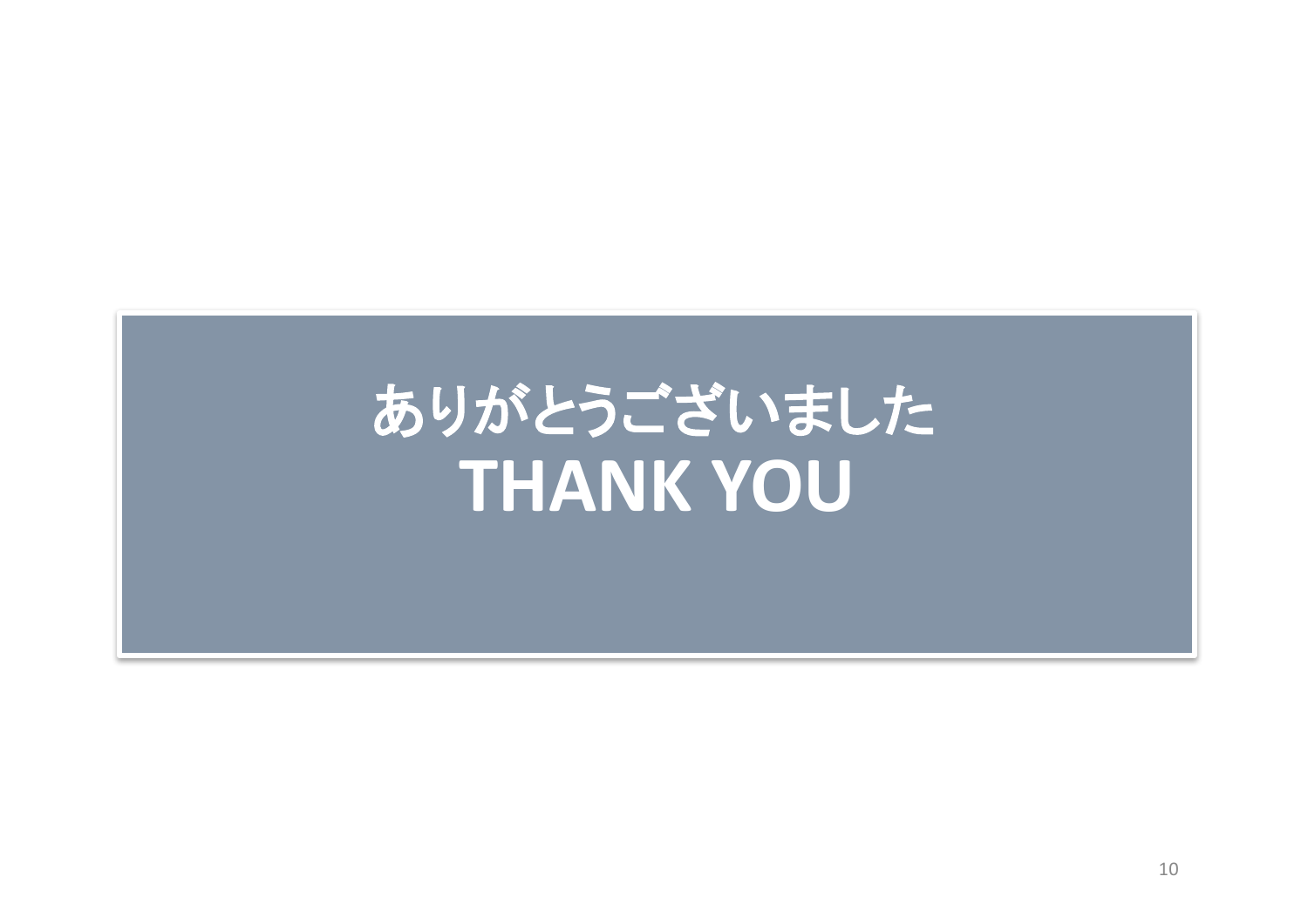# ありがとうございました
# THANK YOU